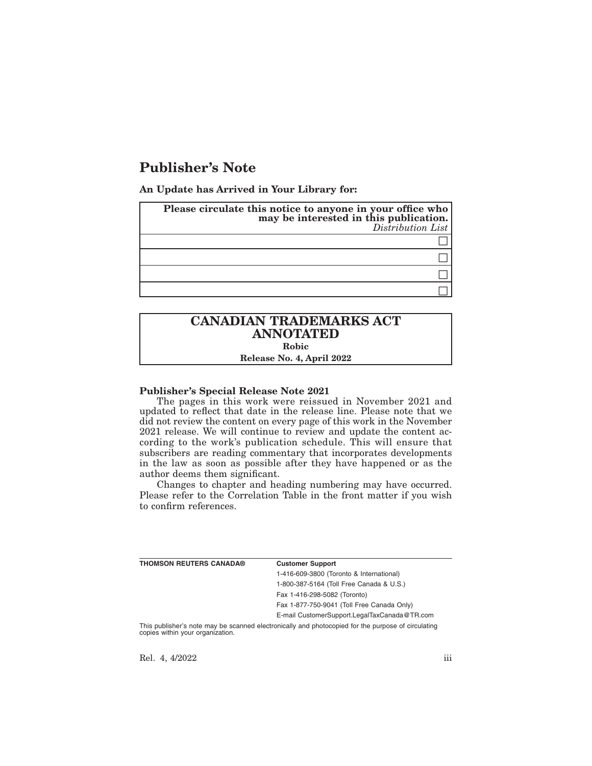# Publisher's Note

**An Update has Arrived in Your Library for:**

| **Please circulate this notice to anyone in your office who may be interested in this publication.** *Distribution List* |
|---|
| ☐ |
| ☐ |
| ☐ |
| ☐ |

## CANADIAN TRADEMARKS ACT ANNOTATED

**Robic**

**Release No. 4, April 2022**

### Publisher's Special Release Note 2021

The pages in this work were reissued in November 2021 and updated to reflect that date in the release line. Please note that we did not review the content on every page of this work in the November 2021 release. We will continue to review and update the content according to the work's publication schedule. This will ensure that subscribers are reading commentary that incorporates developments in the law as soon as possible after they have happened or as the author deems them significant.

Changes to chapter and heading numbering may have occurred. Please refer to the Correlation Table in the front matter if you wish to confirm references.

**THOMSON REUTERS CANADA®**

**Customer Support**

1-416-609-3800 (Toronto & International)

1-800-387-5164 (Toll Free Canada & U.S.)

Fax 1-416-298-5082 (Toronto)

Fax 1-877-750-9041 (Toll Free Canada Only)

E-mail CustomerSupport.LegalTaxCanada@TR.com

This publisher's note may be scanned electronically and photocopied for the purpose of circulating copies within your organization.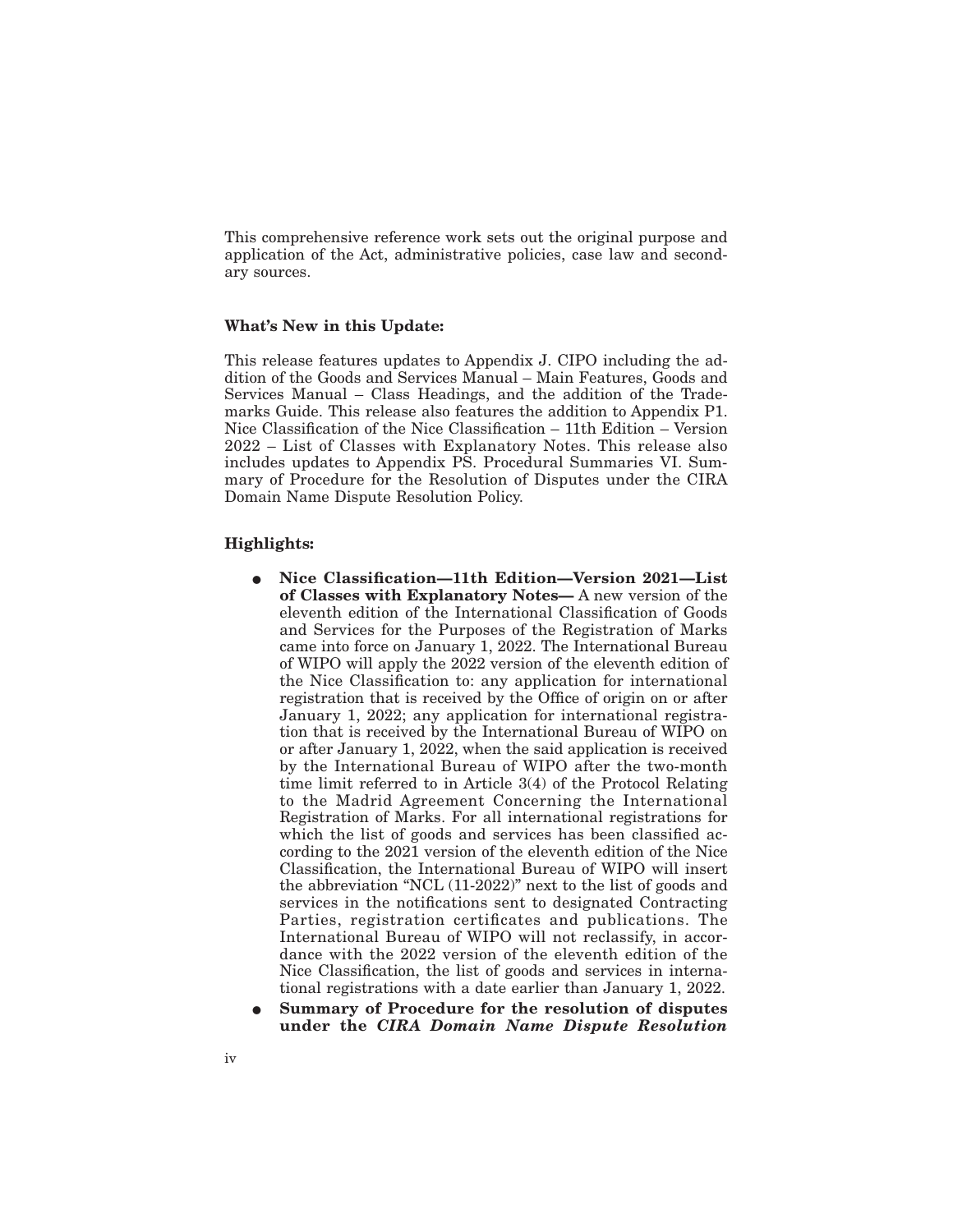This comprehensive reference work sets out the original purpose and application of the Act, administrative policies, case law and secondary sources.

**What's New in this Update:**

This release features updates to Appendix J. CIPO including the addition of the Goods and Services Manual – Main Features, Goods and Services Manual – Class Headings, and the addition of the Trademarks Guide. This release also features the addition to Appendix P1. Nice Classification of the Nice Classification – 11th Edition – Version 2022 – List of Classes with Explanatory Notes. This release also includes updates to Appendix PS. Procedural Summaries VI. Summary of Procedure for the Resolution of Disputes under the CIRA Domain Name Dispute Resolution Policy.

**Highlights:**

- **Nice Classification—11th Edition—Version 2021—List of Classes with Explanatory Notes—** A new version of the eleventh edition of the International Classification of Goods and Services for the Purposes of the Registration of Marks came into force on January 1, 2022. The International Bureau of WIPO will apply the 2022 version of the eleventh edition of the Nice Classification to: any application for international registration that is received by the Office of origin on or after January 1, 2022; any application for international registration that is received by the International Bureau of WIPO on or after January 1, 2022, when the said application is received by the International Bureau of WIPO after the two-month time limit referred to in Article 3(4) of the Protocol Relating to the Madrid Agreement Concerning the International Registration of Marks. For all international registrations for which the list of goods and services has been classified according to the 2021 version of the eleventh edition of the Nice Classification, the International Bureau of WIPO will insert the abbreviation "NCL (11-2022)" next to the list of goods and services in the notifications sent to designated Contracting Parties, registration certificates and publications. The International Bureau of WIPO will not reclassify, in accordance with the 2022 version of the eleventh edition of the Nice Classification, the list of goods and services in international registrations with a date earlier than January 1, 2022.
- **Summary of Procedure for the resolution of disputes under the *CIRA Domain Name Dispute Resolution***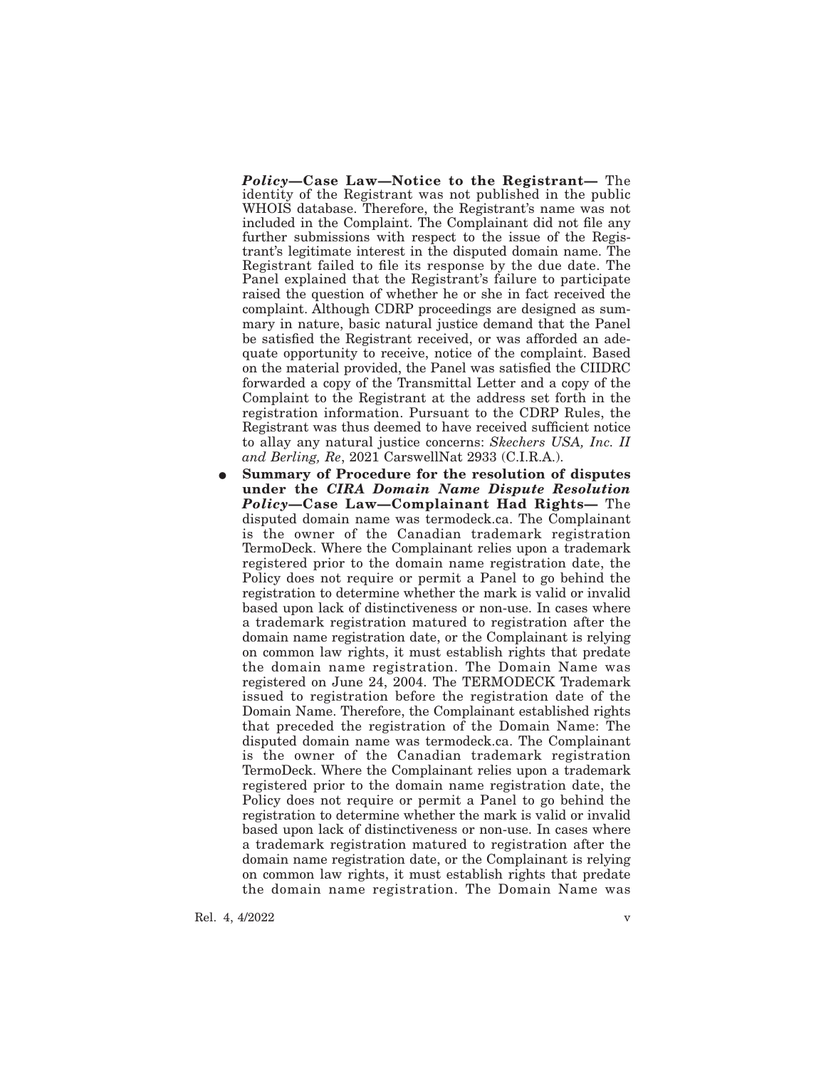*Policy***—Case Law—Notice to the Registrant—** The identity of the Registrant was not published in the public WHOIS database. Therefore, the Registrant's name was not included in the Complaint. The Complainant did not file any further submissions with respect to the issue of the Registrant's legitimate interest in the disputed domain name. The Registrant failed to file its response by the due date. The Panel explained that the Registrant's failure to participate raised the question of whether he or she in fact received the complaint. Although CDRP proceedings are designed as summary in nature, basic natural justice demand that the Panel be satisfied the Registrant received, or was afforded an adequate opportunity to receive, notice of the complaint. Based on the material provided, the Panel was satisfied the CIIDRC forwarded a copy of the Transmittal Letter and a copy of the Complaint to the Registrant at the address set forth in the registration information. Pursuant to the CDRP Rules, the Registrant was thus deemed to have received sufficient notice to allay any natural justice concerns: *Skechers USA, Inc. II and Berling, Re*, 2021 CarswellNat 2933 (C.I.R.A.).

- **Summary of Procedure for the resolution of disputes under the *CIRA Domain Name Dispute Resolution Policy*—Case Law—Complainant Had Rights—** The disputed domain name was termodeck.ca. The Complainant is the owner of the Canadian trademark registration TermoDeck. Where the Complainant relies upon a trademark registered prior to the domain name registration date, the Policy does not require or permit a Panel to go behind the registration to determine whether the mark is valid or invalid based upon lack of distinctiveness or non-use. In cases where a trademark registration matured to registration after the domain name registration date, or the Complainant is relying on common law rights, it must establish rights that predate the domain name registration. The Domain Name was registered on June 24, 2004. The TERMODECK Trademark issued to registration before the registration date of the Domain Name. Therefore, the Complainant established rights that preceded the registration of the Domain Name: The disputed domain name was termodeck.ca. The Complainant is the owner of the Canadian trademark registration TermoDeck. Where the Complainant relies upon a trademark registered prior to the domain name registration date, the Policy does not require or permit a Panel to go behind the registration to determine whether the mark is valid or invalid based upon lack of distinctiveness or non-use. In cases where a trademark registration matured to registration after the domain name registration date, or the Complainant is relying on common law rights, it must establish rights that predate the domain name registration. The Domain Name was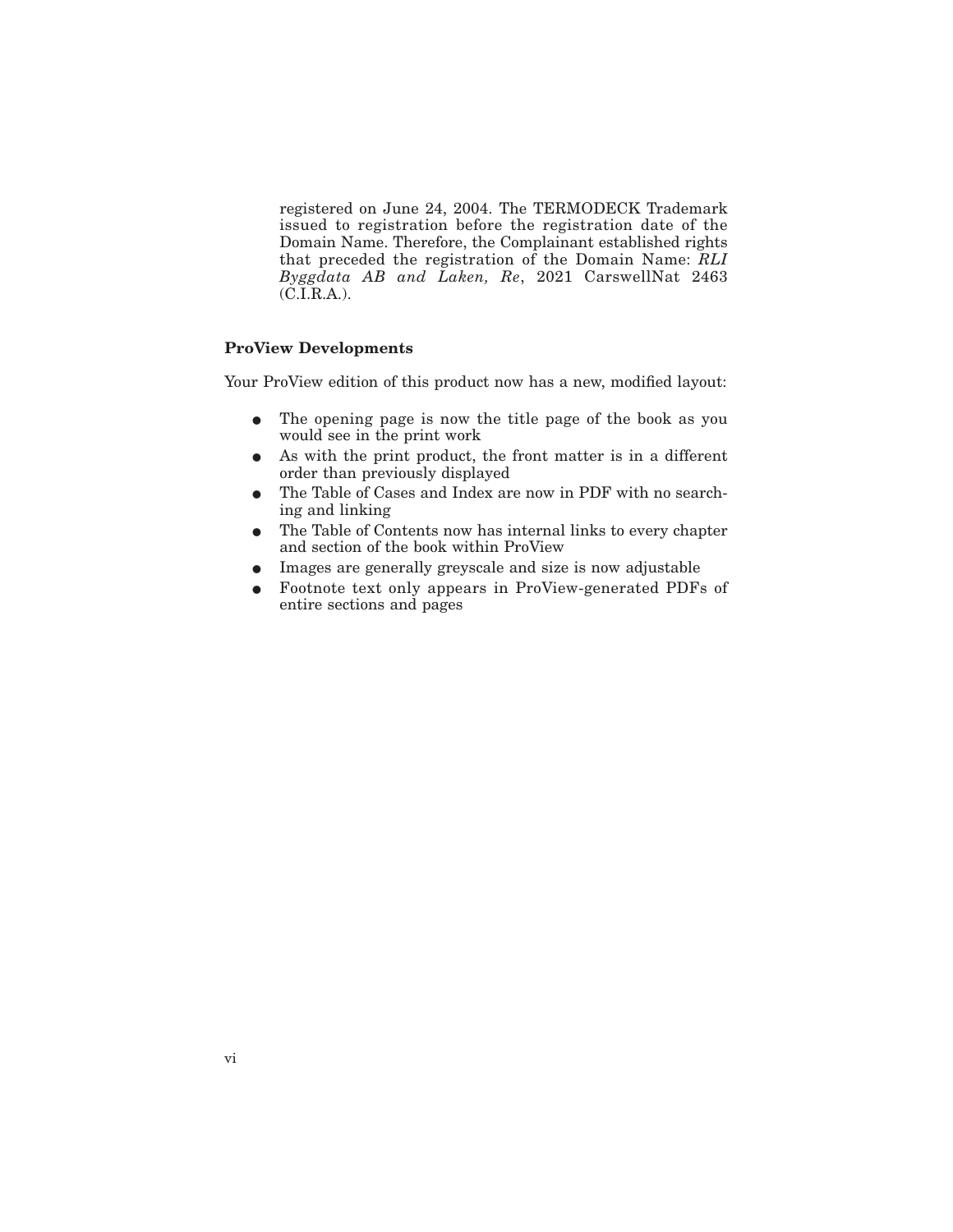registered on June 24, 2004. The TERMODECK Trademark issued to registration before the registration date of the Domain Name. Therefore, the Complainant established rights that preceded the registration of the Domain Name: *RLI Byggdata AB and Laken, Re*, 2021 CarswellNat 2463 (C.I.R.A.).

**ProView Developments**

Your ProView edition of this product now has a new, modified layout:

- The opening page is now the title page of the book as you would see in the print work
- As with the print product, the front matter is in a different order than previously displayed
- The Table of Cases and Index are now in PDF with no searching and linking
- The Table of Contents now has internal links to every chapter and section of the book within ProView
- Images are generally greyscale and size is now adjustable
- Footnote text only appears in ProView-generated PDFs of entire sections and pages